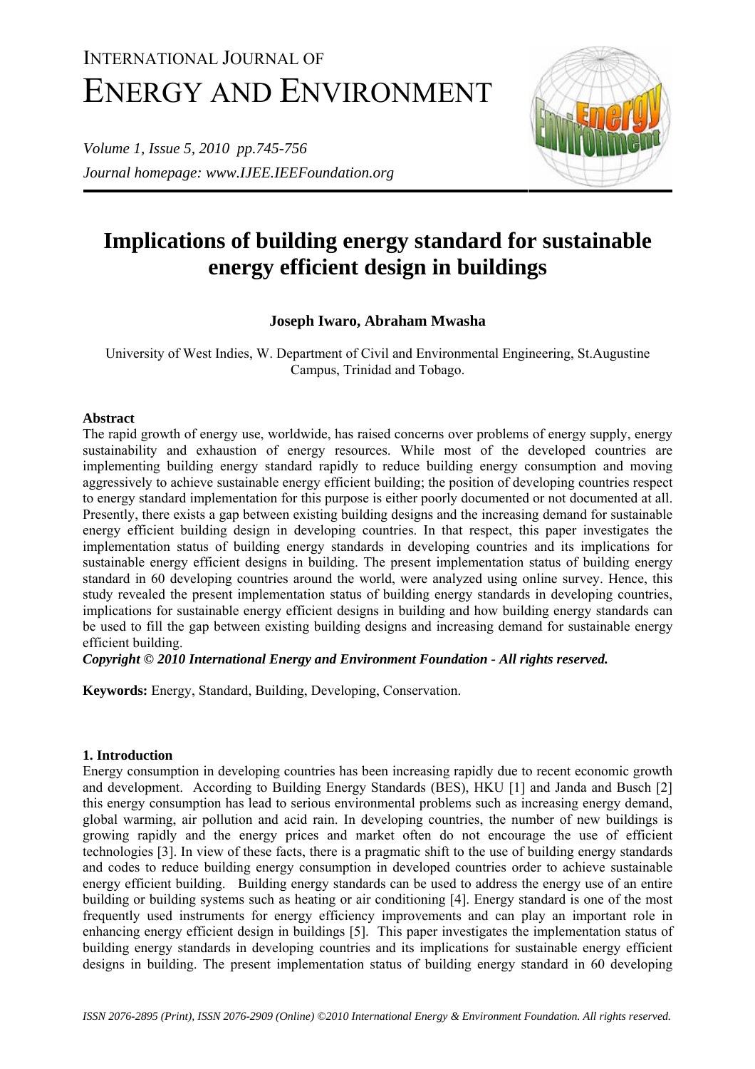# Implications of building energy standard for sustainable energy efficient design in buildings

**Joseph Iwaro, Abraham Mwasha**

University of West Indies, W. Department of Civil and Environmental Engineering, St.Augustine Campus, Trinidad and Tobago.

## Abstract

The rapid growth of energy use, worldwide, has raised concerns over problems of energy supply, energy sustainability and exhaustion of energy resources. While most of the developed countries are implementing building energy standard rapidly to reduce building energy consumption and moving aggressively to achieve sustainable energy efficient building; the position of developing countries respect to energy standard implementation for this purpose is either poorly documented or not documented at all. Presently, there exists a gap between existing building designs and the increasing demand for sustainable energy efficient building design in developing countries. In that respect, this paper investigates the implementation status of building energy standards in developing countries and its implications for sustainable energy efficient designs in building. The present implementation status of building energy standard in 60 developing countries around the world, were analyzed using online survey. Hence, this study revealed the present implementation status of building energy standards in developing countries, implications for sustainable energy efficient designs in building and how building energy standards can be used to fill the gap between existing building designs and increasing demand for sustainable energy efficient building.

***Copyright © 2010 International Energy and Environment Foundation - All rights reserved.***

**Keywords:** Energy, Standard, Building, Developing, Conservation.

## 1. Introduction

Energy consumption in developing countries has been increasing rapidly due to recent economic growth and development. According to Building Energy Standards (BES), HKU [1] and Janda and Busch [2] this energy consumption has lead to serious environmental problems such as increasing energy demand, global warming, air pollution and acid rain. In developing countries, the number of new buildings is growing rapidly and the energy prices and market often do not encourage the use of efficient technologies [3]. In view of these facts, there is a pragmatic shift to the use of building energy standards and codes to reduce building energy consumption in developed countries order to achieve sustainable energy efficient building. Building energy standards can be used to address the energy use of an entire building or building systems such as heating or air conditioning [4]. Energy standard is one of the most frequently used instruments for energy efficiency improvements and can play an important role in enhancing energy efficient design in buildings [5]. This paper investigates the implementation status of building energy standards in developing countries and its implications for sustainable energy efficient designs in building. The present implementation status of building energy standard in 60 developing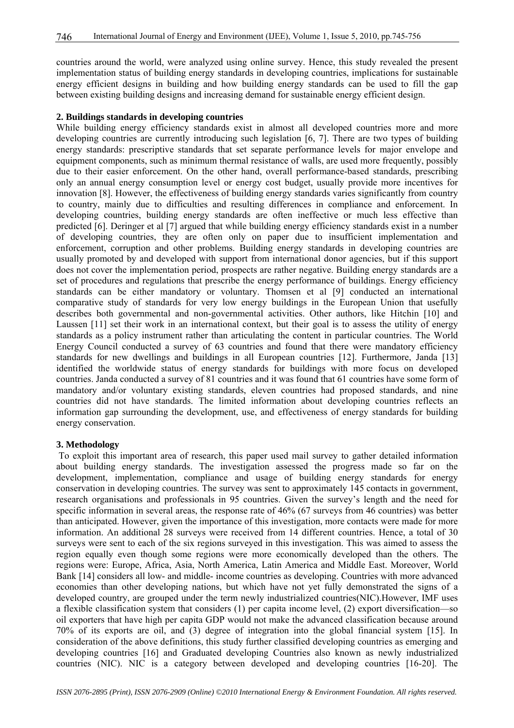countries around the world, were analyzed using online survey. Hence, this study revealed the present implementation status of building energy standards in developing countries, implications for sustainable energy efficient designs in building and how building energy standards can be used to fill the gap between existing building designs and increasing demand for sustainable energy efficient design.

## 2. Buildings standards in developing countries

While building energy efficiency standards exist in almost all developed countries more and more developing countries are currently introducing such legislation [6, 7]. There are two types of building energy standards: prescriptive standards that set separate performance levels for major envelope and equipment components, such as minimum thermal resistance of walls, are used more frequently, possibly due to their easier enforcement. On the other hand, overall performance-based standards, prescribing only an annual energy consumption level or energy cost budget, usually provide more incentives for innovation [8]. However, the effectiveness of building energy standards varies significantly from country to country, mainly due to difficulties and resulting differences in compliance and enforcement. In developing countries, building energy standards are often ineffective or much less effective than predicted [6]. Deringer et al [7] argued that while building energy efficiency standards exist in a number of developing countries, they are often only on paper due to insufficient implementation and enforcement, corruption and other problems. Building energy standards in developing countries are usually promoted by and developed with support from international donor agencies, but if this support does not cover the implementation period, prospects are rather negative. Building energy standards are a set of procedures and regulations that prescribe the energy performance of buildings. Energy efficiency standards can be either mandatory or voluntary. Thomsen et al [9] conducted an international comparative study of standards for very low energy buildings in the European Union that usefully describes both governmental and non-governmental activities. Other authors, like Hitchin [10] and Laussen [11] set their work in an international context, but their goal is to assess the utility of energy standards as a policy instrument rather than articulating the content in particular countries. The World Energy Council conducted a survey of 63 countries and found that there were mandatory efficiency standards for new dwellings and buildings in all European countries [12]. Furthermore, Janda [13] identified the worldwide status of energy standards for buildings with more focus on developed countries. Janda conducted a survey of 81 countries and it was found that 61 countries have some form of mandatory and/or voluntary existing standards, eleven countries had proposed standards, and nine countries did not have standards. The limited information about developing countries reflects an information gap surrounding the development, use, and effectiveness of energy standards for building energy conservation.

## 3. Methodology

To exploit this important area of research, this paper used mail survey to gather detailed information about building energy standards. The investigation assessed the progress made so far on the development, implementation, compliance and usage of building energy standards for energy conservation in developing countries. The survey was sent to approximately 145 contacts in government, research organisations and professionals in 95 countries. Given the survey's length and the need for specific information in several areas, the response rate of 46% (67 surveys from 46 countries) was better than anticipated. However, given the importance of this investigation, more contacts were made for more information. An additional 28 surveys were received from 14 different countries. Hence, a total of 30 surveys were sent to each of the six regions surveyed in this investigation. This was aimed to assess the region equally even though some regions were more economically developed than the others. The regions were: Europe, Africa, Asia, North America, Latin America and Middle East. Moreover, World Bank [14] considers all low- and middle- income countries as developing. Countries with more advanced economies than other developing nations, but which have not yet fully demonstrated the signs of a developed country, are grouped under the term newly industrialized countries(NIC).However, IMF uses a flexible classification system that considers (1) per capita income level, (2) export diversification—so oil exporters that have high per capita GDP would not make the advanced classification because around 70% of its exports are oil, and (3) degree of integration into the global financial system [15]. In consideration of the above definitions, this study further classified developing countries as emerging and developing countries [16] and Graduated developing Countries also known as newly industrialized countries (NIC). NIC is a category between developed and developing countries [16-20]. The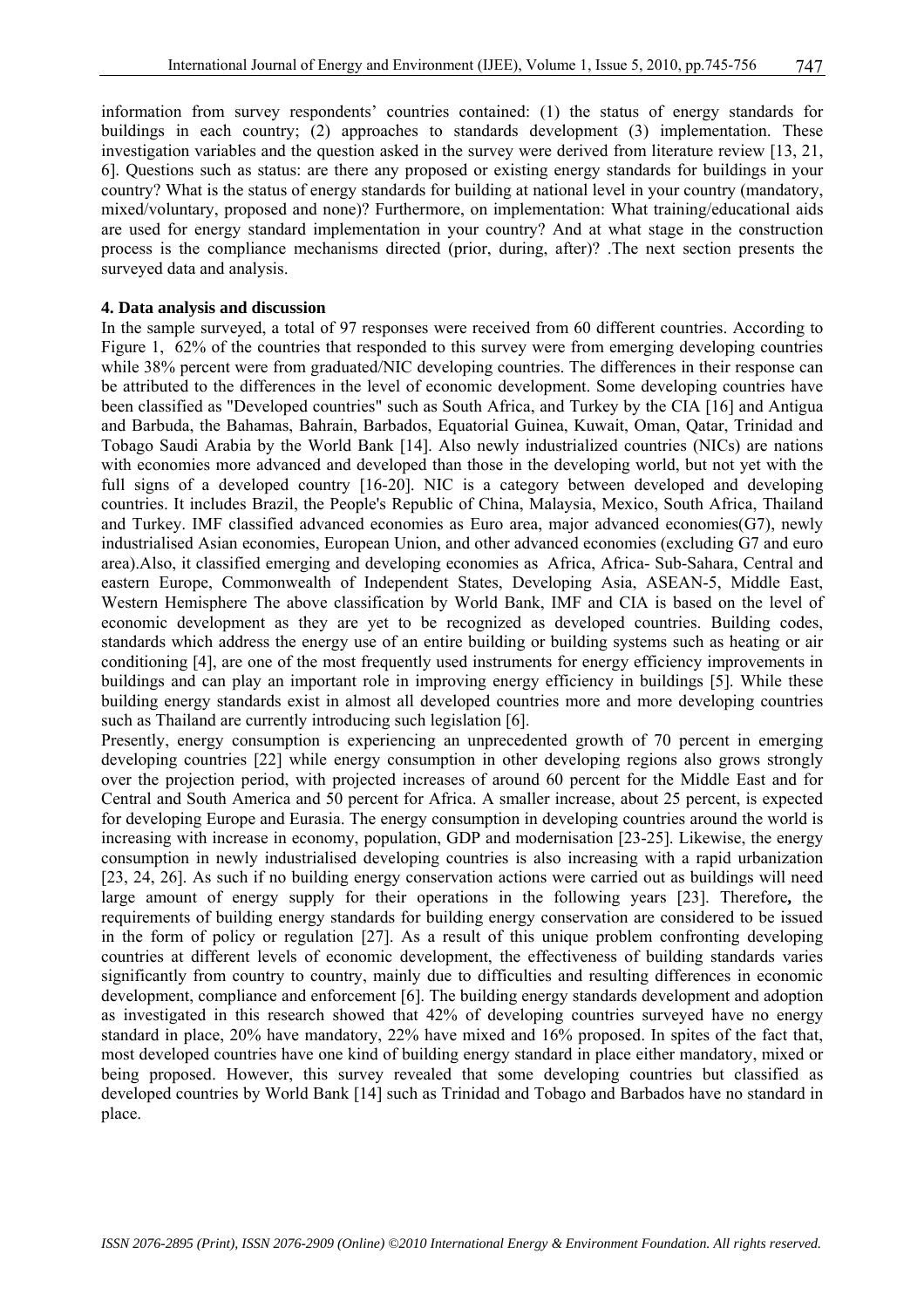information from survey respondents' countries contained: (1) the status of energy standards for buildings in each country; (2) approaches to standards development (3) implementation. These investigation variables and the question asked in the survey were derived from literature review [13, 21, 6]. Questions such as status: are there any proposed or existing energy standards for buildings in your country? What is the status of energy standards for building at national level in your country (mandatory, mixed/voluntary, proposed and none)? Furthermore, on implementation: What training/educational aids are used for energy standard implementation in your country? And at what stage in the construction process is the compliance mechanisms directed (prior, during, after)? .The next section presents the surveyed data and analysis.

## 4. Data analysis and discussion

In the sample surveyed, a total of 97 responses were received from 60 different countries. According to Figure 1, 62% of the countries that responded to this survey were from emerging developing countries while 38% percent were from graduated/NIC developing countries. The differences in their response can be attributed to the differences in the level of economic development. Some developing countries have been classified as "Developed countries" such as South Africa, and Turkey by the CIA [16] and Antigua and Barbuda, the Bahamas, Bahrain, Barbados, Equatorial Guinea, Kuwait, Oman, Qatar, Trinidad and Tobago Saudi Arabia by the World Bank [14]. Also newly industrialized countries (NICs) are nations with economies more advanced and developed than those in the developing world, but not yet with the full signs of a developed country [16-20]. NIC is a category between developed and developing countries. It includes Brazil, the People's Republic of China, Malaysia, Mexico, South Africa, Thailand and Turkey. IMF classified advanced economies as Euro area, major advanced economies(G7), newly industrialised Asian economies, European Union, and other advanced economies (excluding G7 and euro area).Also, it classified emerging and developing economies as Africa, Africa- Sub-Sahara, Central and eastern Europe, Commonwealth of Independent States, Developing Asia, ASEAN-5, Middle East, Western Hemisphere The above classification by World Bank, IMF and CIA is based on the level of economic development as they are yet to be recognized as developed countries. Building codes, standards which address the energy use of an entire building or building systems such as heating or air conditioning [4], are one of the most frequently used instruments for energy efficiency improvements in buildings and can play an important role in improving energy efficiency in buildings [5]. While these building energy standards exist in almost all developed countries more and more developing countries such as Thailand are currently introducing such legislation [6].

Presently, energy consumption is experiencing an unprecedented growth of 70 percent in emerging developing countries [22] while energy consumption in other developing regions also grows strongly over the projection period, with projected increases of around 60 percent for the Middle East and for Central and South America and 50 percent for Africa. A smaller increase, about 25 percent, is expected for developing Europe and Eurasia. The energy consumption in developing countries around the world is increasing with increase in economy, population, GDP and modernisation [23-25]. Likewise, the energy consumption in newly industrialised developing countries is also increasing with a rapid urbanization [23, 24, 26]. As such if no building energy conservation actions were carried out as buildings will need large amount of energy supply for their operations in the following years [23]. Therefore**,** the requirements of building energy standards for building energy conservation are considered to be issued in the form of policy or regulation [27]. As a result of this unique problem confronting developing countries at different levels of economic development, the effectiveness of building standards varies significantly from country to country, mainly due to difficulties and resulting differences in economic development, compliance and enforcement [6]. The building energy standards development and adoption as investigated in this research showed that 42% of developing countries surveyed have no energy standard in place, 20% have mandatory, 22% have mixed and 16% proposed. In spites of the fact that, most developed countries have one kind of building energy standard in place either mandatory, mixed or being proposed. However, this survey revealed that some developing countries but classified as developed countries by World Bank [14] such as Trinidad and Tobago and Barbados have no standard in place.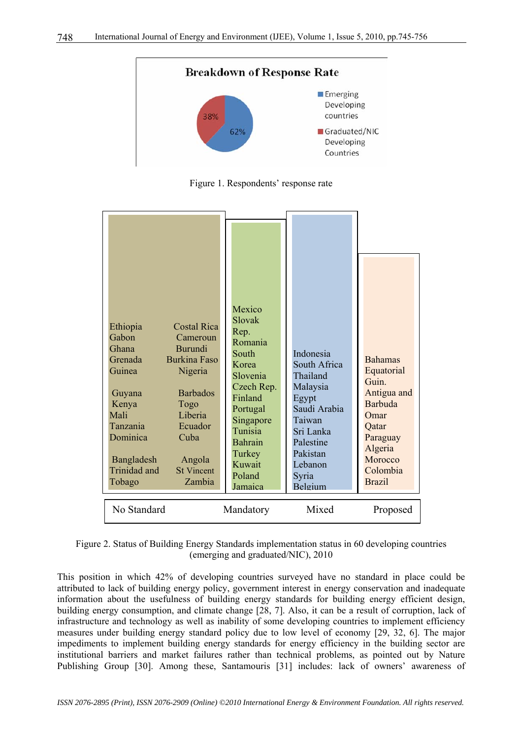**Breakdown of Response Rate**

- Emerging Developing countries: 62%
- Graduated/NIC Developing Countries: 38%

Figure 1. Respondents' response rate

| No Standard | Mandatory | Mixed | Proposed |
|---|---|---|---|
| Ethiopia, Gabon, Ghana, Grenada, Guinea, Guyana, Kenya, Mali, Tanzania, Dominica, Bangladesh, Trinidad and Tobago, Costal Rica, Cameroun, Burundi, Burkina Faso, Nigeria, Barbados, Togo, Liberia, Ecuador, Cuba, Angola, St Vincent, Zambia | Mexico, Slovak Rep., Romania, South Korea, Slovenia, Czech Rep., Finland, Portugal, Singapore, Tunisia, Bahrain, Turkey, Kuwait, Poland, Jamaica | Indonesia, South Africa, Thailand, Malaysia, Egypt, Saudi Arabia, Taiwan, Sri Lanka, Palestine, Pakistan, Lebanon, Syria, Belgium | Bahamas, Equatorial Guin., Antigua and Barbuda, Omar, Qatar, Paraguay, Algeria, Morocco, Colombia, Brazil |

Figure 2. Status of Building Energy Standards implementation status in 60 developing countries (emerging and graduated/NIC), 2010

This position in which 42% of developing countries surveyed have no standard in place could be attributed to lack of building energy policy, government interest in energy conservation and inadequate information about the usefulness of building energy standards for building energy efficient design, building energy consumption, and climate change [28, 7]. Also, it can be a result of corruption, lack of infrastructure and technology as well as inability of some developing countries to implement efficiency measures under building energy standard policy due to low level of economy [29, 32, 6]. The major impediments to implement building energy standards for energy efficiency in the building sector are institutional barriers and market failures rather than technical problems, as pointed out by Nature Publishing Group [30]. Among these, Santamouris [31] includes: lack of owners' awareness of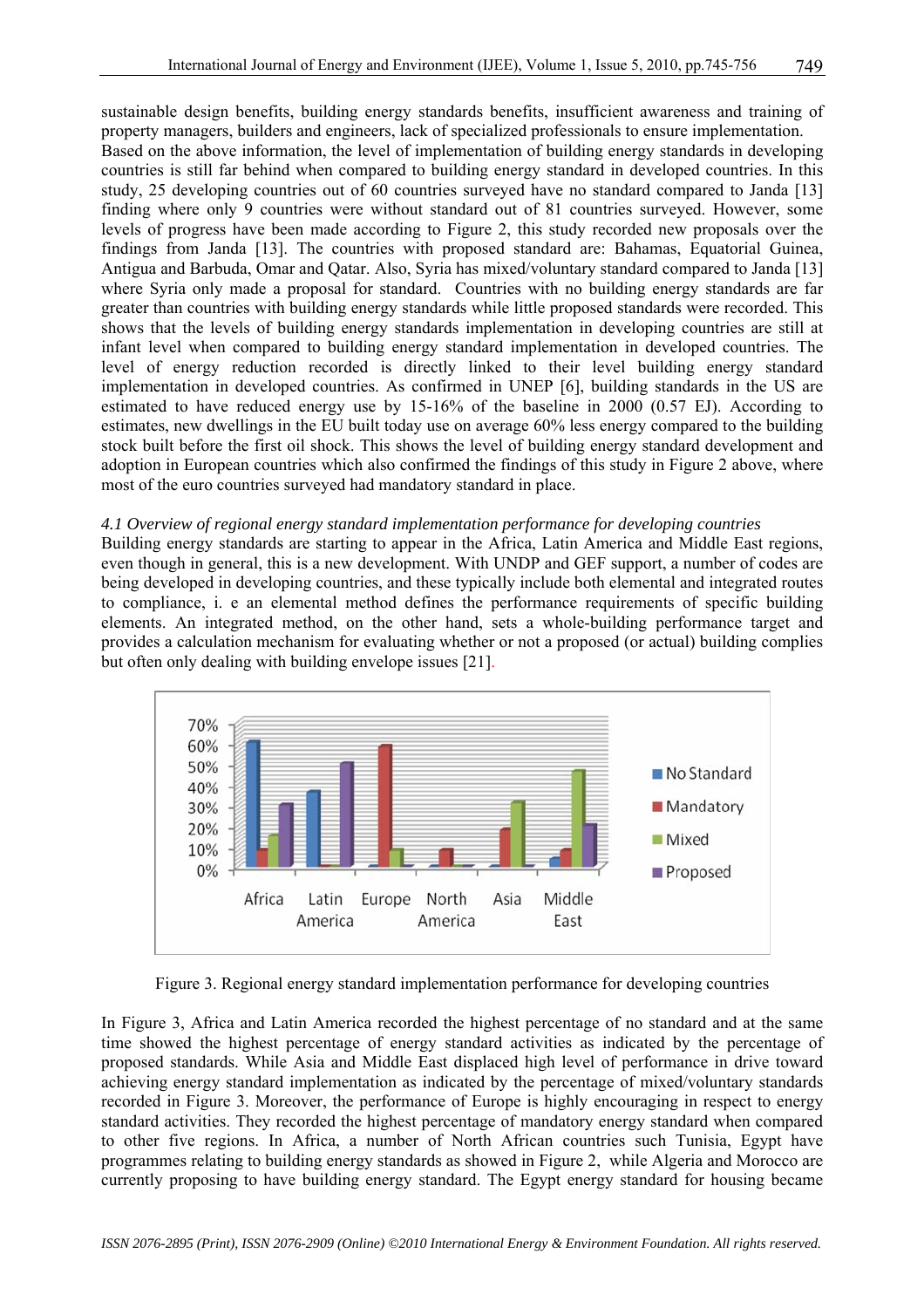sustainable design benefits, building energy standards benefits, insufficient awareness and training of property managers, builders and engineers, lack of specialized professionals to ensure implementation.

Based on the above information, the level of implementation of building energy standards in developing countries is still far behind when compared to building energy standard in developed countries. In this study, 25 developing countries out of 60 countries surveyed have no standard compared to Janda [13] finding where only 9 countries were without standard out of 81 countries surveyed. However, some levels of progress have been made according to Figure 2, this study recorded new proposals over the findings from Janda [13]. The countries with proposed standard are: Bahamas, Equatorial Guinea, Antigua and Barbuda, Omar and Qatar. Also, Syria has mixed/voluntary standard compared to Janda [13] where Syria only made a proposal for standard. Countries with no building energy standards are far greater than countries with building energy standards while little proposed standards were recorded. This shows that the levels of building energy standards implementation in developing countries are still at infant level when compared to building energy standard implementation in developed countries. The level of energy reduction recorded is directly linked to their level building energy standard implementation in developed countries. As confirmed in UNEP [6], building standards in the US are estimated to have reduced energy use by 15-16% of the baseline in 2000 (0.57 EJ). According to estimates, new dwellings in the EU built today use on average 60% less energy compared to the building stock built before the first oil shock. This shows the level of building energy standard development and adoption in European countries which also confirmed the findings of this study in Figure 2 above, where most of the euro countries surveyed had mandatory standard in place.

*4.1 Overview of regional energy standard implementation performance for developing countries*

Building energy standards are starting to appear in the Africa, Latin America and Middle East regions, even though in general, this is a new development. With UNDP and GEF support, a number of codes are being developed in developing countries, and these typically include both elemental and integrated routes to compliance, i. e an elemental method defines the performance requirements of specific building elements. An integrated method, on the other hand, sets a whole-building performance target and provides a calculation mechanism for evaluating whether or not a proposed (or actual) building complies but often only dealing with building envelope issues [21].

Figure 3. Regional energy standard implementation performance for developing countries

In Figure 3, Africa and Latin America recorded the highest percentage of no standard and at the same time showed the highest percentage of energy standard activities as indicated by the percentage of proposed standards. While Asia and Middle East displaced high level of performance in drive toward achieving energy standard implementation as indicated by the percentage of mixed/voluntary standards recorded in Figure 3. Moreover, the performance of Europe is highly encouraging in respect to energy standard activities. They recorded the highest percentage of mandatory energy standard when compared to other five regions. In Africa, a number of North African countries such Tunisia, Egypt have programmes relating to building energy standards as showed in Figure 2, while Algeria and Morocco are currently proposing to have building energy standard. The Egypt energy standard for housing became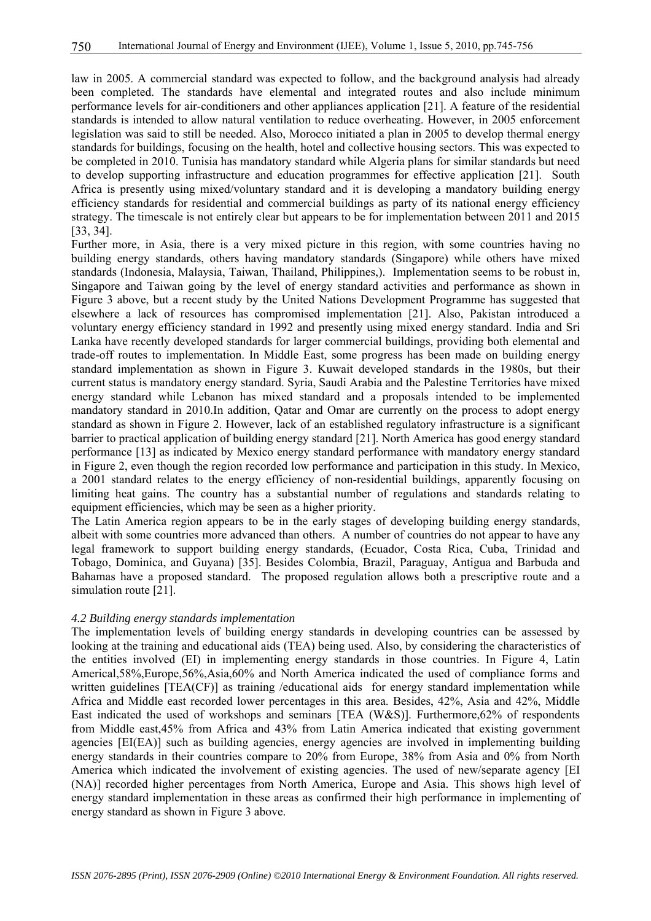law in 2005. A commercial standard was expected to follow, and the background analysis had already been completed. The standards have elemental and integrated routes and also include minimum performance levels for air-conditioners and other appliances application [21]. A feature of the residential standards is intended to allow natural ventilation to reduce overheating. However, in 2005 enforcement legislation was said to still be needed. Also, Morocco initiated a plan in 2005 to develop thermal energy standards for buildings, focusing on the health, hotel and collective housing sectors. This was expected to be completed in 2010. Tunisia has mandatory standard while Algeria plans for similar standards but need to develop supporting infrastructure and education programmes for effective application [21]. South Africa is presently using mixed/voluntary standard and it is developing a mandatory building energy efficiency standards for residential and commercial buildings as party of its national energy efficiency strategy. The timescale is not entirely clear but appears to be for implementation between 2011 and 2015 [33, 34].

Further more, in Asia, there is a very mixed picture in this region, with some countries having no building energy standards, others having mandatory standards (Singapore) while others have mixed standards (Indonesia, Malaysia, Taiwan, Thailand, Philippines,). Implementation seems to be robust in, Singapore and Taiwan going by the level of energy standard activities and performance as shown in Figure 3 above, but a recent study by the United Nations Development Programme has suggested that elsewhere a lack of resources has compromised implementation [21]. Also, Pakistan introduced a voluntary energy efficiency standard in 1992 and presently using mixed energy standard. India and Sri Lanka have recently developed standards for larger commercial buildings, providing both elemental and trade-off routes to implementation. In Middle East, some progress has been made on building energy standard implementation as shown in Figure 3. Kuwait developed standards in the 1980s, but their current status is mandatory energy standard. Syria, Saudi Arabia and the Palestine Territories have mixed energy standard while Lebanon has mixed standard and a proposals intended to be implemented mandatory standard in 2010.In addition, Qatar and Omar are currently on the process to adopt energy standard as shown in Figure 2. However, lack of an established regulatory infrastructure is a significant barrier to practical application of building energy standard [21]. North America has good energy standard performance [13] as indicated by Mexico energy standard performance with mandatory energy standard in Figure 2, even though the region recorded low performance and participation in this study. In Mexico, a 2001 standard relates to the energy efficiency of non-residential buildings, apparently focusing on limiting heat gains. The country has a substantial number of regulations and standards relating to equipment efficiencies, which may be seen as a higher priority.

The Latin America region appears to be in the early stages of developing building energy standards, albeit with some countries more advanced than others. A number of countries do not appear to have any legal framework to support building energy standards, (Ecuador, Costa Rica, Cuba, Trinidad and Tobago, Dominica, and Guyana) [35]. Besides Colombia, Brazil, Paraguay, Antigua and Barbuda and Bahamas have a proposed standard. The proposed regulation allows both a prescriptive route and a simulation route [21].

### *4.2 Building energy standards implementation*

The implementation levels of building energy standards in developing countries can be assessed by looking at the training and educational aids (TEA) being used. Also, by considering the characteristics of the entities involved (EI) in implementing energy standards in those countries. In Figure 4, Latin Americal,58%,Europe,56%,Asia,60% and North America indicated the used of compliance forms and written guidelines [TEA(CF)] as training /educational aids for energy standard implementation while Africa and Middle east recorded lower percentages in this area. Besides, 42%, Asia and 42%, Middle East indicated the used of workshops and seminars [TEA (W&S)]. Furthermore,62% of respondents from Middle east,45% from Africa and 43% from Latin America indicated that existing government agencies [EI(EA)] such as building agencies, energy agencies are involved in implementing building energy standards in their countries compare to 20% from Europe, 38% from Asia and 0% from North America which indicated the involvement of existing agencies. The used of new/separate agency [EI (NA)] recorded higher percentages from North America, Europe and Asia. This shows high level of energy standard implementation in these areas as confirmed their high performance in implementing of energy standard as shown in Figure 3 above.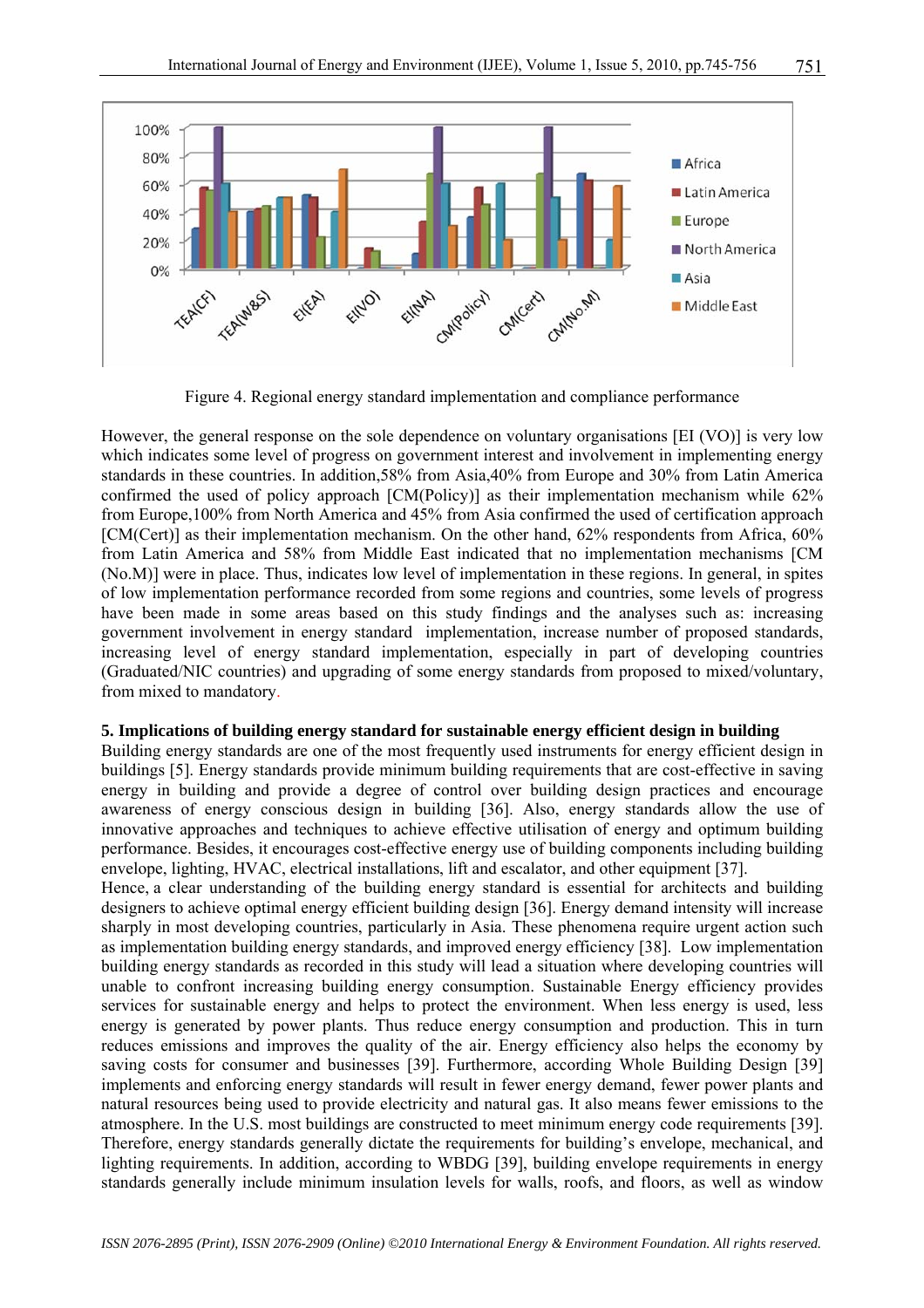Figure 4. Regional energy standard implementation and compliance performance

However, the general response on the sole dependence on voluntary organisations [EI (VO)] is very low which indicates some level of progress on government interest and involvement in implementing energy standards in these countries. In addition,58% from Asia,40% from Europe and 30% from Latin America confirmed the used of policy approach [CM(Policy)] as their implementation mechanism while 62% from Europe,100% from North America and 45% from Asia confirmed the used of certification approach [CM(Cert)] as their implementation mechanism. On the other hand, 62% respondents from Africa, 60% from Latin America and 58% from Middle East indicated that no implementation mechanisms [CM (No.M)] were in place. Thus, indicates low level of implementation in these regions. In general, in spites of low implementation performance recorded from some regions and countries, some levels of progress have been made in some areas based on this study findings and the analyses such as: increasing government involvement in energy standard implementation, increase number of proposed standards, increasing level of energy standard implementation, especially in part of developing countries (Graduated/NIC countries) and upgrading of some energy standards from proposed to mixed/voluntary, from mixed to mandatory.

**5. Implications of building energy standard for sustainable energy efficient design in building**

Building energy standards are one of the most frequently used instruments for energy efficient design in buildings [5]. Energy standards provide minimum building requirements that are cost-effective in saving energy in building and provide a degree of control over building design practices and encourage awareness of energy conscious design in building [36]. Also, energy standards allow the use of innovative approaches and techniques to achieve effective utilisation of energy and optimum building performance. Besides, it encourages cost-effective energy use of building components including building envelope, lighting, HVAC, electrical installations, lift and escalator, and other equipment [37].

Hence, a clear understanding of the building energy standard is essential for architects and building designers to achieve optimal energy efficient building design [36]. Energy demand intensity will increase sharply in most developing countries, particularly in Asia. These phenomena require urgent action such as implementation building energy standards, and improved energy efficiency [38]. Low implementation building energy standards as recorded in this study will lead a situation where developing countries will unable to confront increasing building energy consumption. Sustainable Energy efficiency provides services for sustainable energy and helps to protect the environment. When less energy is used, less energy is generated by power plants. Thus reduce energy consumption and production. This in turn reduces emissions and improves the quality of the air. Energy efficiency also helps the economy by saving costs for consumer and businesses [39]. Furthermore, according Whole Building Design [39] implements and enforcing energy standards will result in fewer energy demand, fewer power plants and natural resources being used to provide electricity and natural gas. It also means fewer emissions to the atmosphere. In the U.S. most buildings are constructed to meet minimum energy code requirements [39]. Therefore, energy standards generally dictate the requirements for building's envelope, mechanical, and lighting requirements. In addition, according to WBDG [39], building envelope requirements in energy standards generally include minimum insulation levels for walls, roofs, and floors, as well as window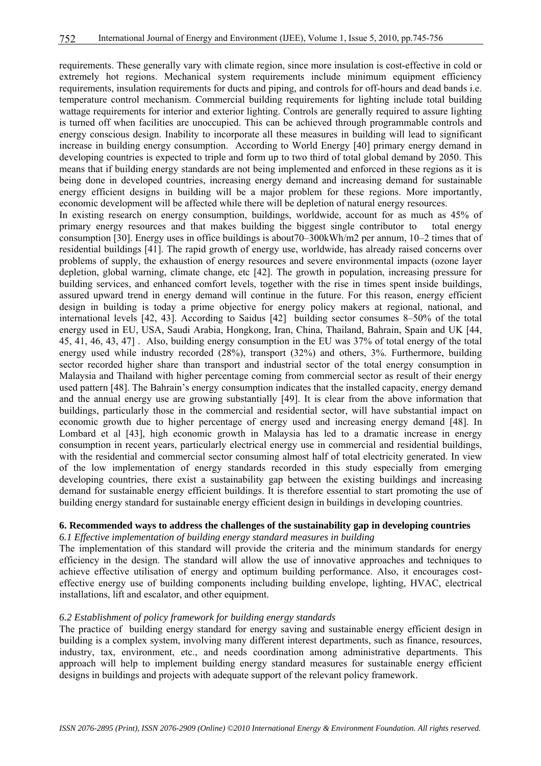requirements. These generally vary with climate region, since more insulation is cost-effective in cold or extremely hot regions. Mechanical system requirements include minimum equipment efficiency requirements, insulation requirements for ducts and piping, and controls for off-hours and dead bands i.e. temperature control mechanism. Commercial building requirements for lighting include total building wattage requirements for interior and exterior lighting. Controls are generally required to assure lighting is turned off when facilities are unoccupied. This can be achieved through programmable controls and energy conscious design. Inability to incorporate all these measures in building will lead to significant increase in building energy consumption. According to World Energy [40] primary energy demand in developing countries is expected to triple and form up to two third of total global demand by 2050. This means that if building energy standards are not being implemented and enforced in these regions as it is being done in developed countries, increasing energy demand and increasing demand for sustainable energy efficient designs in building will be a major problem for these regions. More importantly, economic development will be affected while there will be depletion of natural energy resources.

In existing research on energy consumption, buildings, worldwide, account for as much as 45% of primary energy resources and that makes building the biggest single contributor to total energy consumption [30]. Energy uses in office buildings is about70–300kWh/m2 per annum, 10–2 times that of residential buildings [41]. The rapid growth of energy use, worldwide, has already raised concerns over problems of supply, the exhaustion of energy resources and severe environmental impacts (ozone layer depletion, global warning, climate change, etc [42]. The growth in population, increasing pressure for building services, and enhanced comfort levels, together with the rise in times spent inside buildings, assured upward trend in energy demand will continue in the future. For this reason, energy efficient design in building is today a prime objective for energy policy makers at regional, national, and international levels [42, 43]. According to Saidus [42] building sector consumes 8–50% of the total energy used in EU, USA, Saudi Arabia, Hongkong, Iran, China, Thailand, Bahrain, Spain and UK [44, 45, 41, 46, 43, 47] . Also, building energy consumption in the EU was 37% of total energy of the total energy used while industry recorded (28%), transport (32%) and others, 3%. Furthermore, building sector recorded higher share than transport and industrial sector of the total energy consumption in Malaysia and Thailand with higher percentage coming from commercial sector as result of their energy used pattern [48]. The Bahrain's energy consumption indicates that the installed capacity, energy demand and the annual energy use are growing substantially [49]. It is clear from the above information that buildings, particularly those in the commercial and residential sector, will have substantial impact on economic growth due to higher percentage of energy used and increasing energy demand [48]. In Lombard et al [43], high economic growth in Malaysia has led to a dramatic increase in energy consumption in recent years, particularly electrical energy use in commercial and residential buildings, with the residential and commercial sector consuming almost half of total electricity generated. In view of the low implementation of energy standards recorded in this study especially from emerging developing countries, there exist a sustainability gap between the existing buildings and increasing demand for sustainable energy efficient buildings. It is therefore essential to start promoting the use of building energy standard for sustainable energy efficient design in buildings in developing countries.

## 6. Recommended ways to address the challenges of the sustainability gap in developing countries

### *6.1 Effective implementation of building energy standard measures in building*

The implementation of this standard will provide the criteria and the minimum standards for energy efficiency in the design. The standard will allow the use of innovative approaches and techniques to achieve effective utilisation of energy and optimum building performance. Also, it encourages cost-effective energy use of building components including building envelope, lighting, HVAC, electrical installations, lift and escalator, and other equipment.

### *6.2 Establishment of policy framework for building energy standards*

The practice of building energy standard for energy saving and sustainable energy efficient design in building is a complex system, involving many different interest departments, such as finance, resources, industry, tax, environment, etc., and needs coordination among administrative departments. This approach will help to implement building energy standard measures for sustainable energy efficient designs in buildings and projects with adequate support of the relevant policy framework.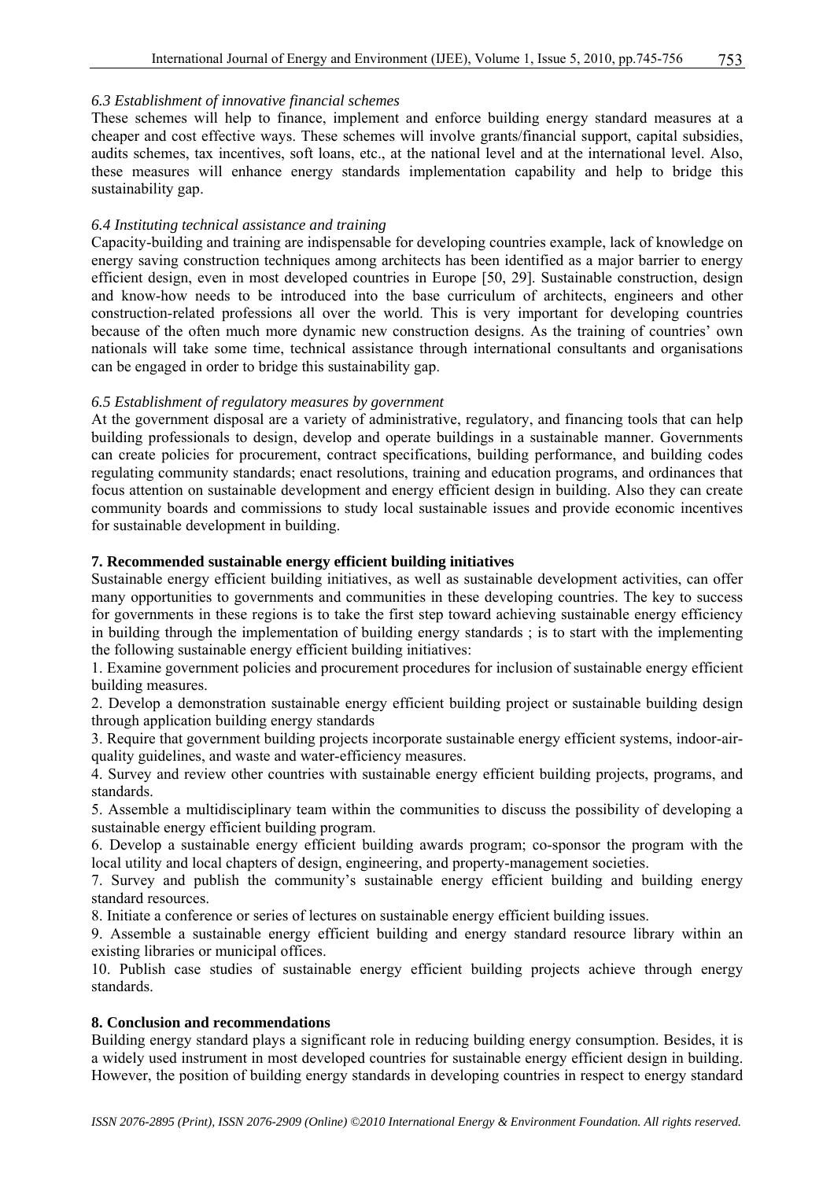### *6.3 Establishment of innovative financial schemes*

These schemes will help to finance, implement and enforce building energy standard measures at a cheaper and cost effective ways. These schemes will involve grants/financial support, capital subsidies, audits schemes, tax incentives, soft loans, etc., at the national level and at the international level. Also, these measures will enhance energy standards implementation capability and help to bridge this sustainability gap.

### *6.4 Instituting technical assistance and training*

Capacity-building and training are indispensable for developing countries example, lack of knowledge on energy saving construction techniques among architects has been identified as a major barrier to energy efficient design, even in most developed countries in Europe [50, 29]. Sustainable construction, design and know-how needs to be introduced into the base curriculum of architects, engineers and other construction-related professions all over the world. This is very important for developing countries because of the often much more dynamic new construction designs. As the training of countries' own nationals will take some time, technical assistance through international consultants and organisations can be engaged in order to bridge this sustainability gap.

### *6.5 Establishment of regulatory measures by government*

At the government disposal are a variety of administrative, regulatory, and financing tools that can help building professionals to design, develop and operate buildings in a sustainable manner. Governments can create policies for procurement, contract specifications, building performance, and building codes regulating community standards; enact resolutions, training and education programs, and ordinances that focus attention on sustainable development and energy efficient design in building. Also they can create community boards and commissions to study local sustainable issues and provide economic incentives for sustainable development in building.

## **7. Recommended sustainable energy efficient building initiatives**

Sustainable energy efficient building initiatives, as well as sustainable development activities, can offer many opportunities to governments and communities in these developing countries. The key to success for governments in these regions is to take the first step toward achieving sustainable energy efficiency in building through the implementation of building energy standards ; is to start with the implementing the following sustainable energy efficient building initiatives:

1. Examine government policies and procurement procedures for inclusion of sustainable energy efficient building measures.
2. Develop a demonstration sustainable energy efficient building project or sustainable building design through application building energy standards
3. Require that government building projects incorporate sustainable energy efficient systems, indoor-air-quality guidelines, and waste and water-efficiency measures.
4. Survey and review other countries with sustainable energy efficient building projects, programs, and standards.
5. Assemble a multidisciplinary team within the communities to discuss the possibility of developing a sustainable energy efficient building program.
6. Develop a sustainable energy efficient building awards program; co-sponsor the program with the local utility and local chapters of design, engineering, and property-management societies.
7. Survey and publish the community's sustainable energy efficient building and building energy standard resources.
8. Initiate a conference or series of lectures on sustainable energy efficient building issues.
9. Assemble a sustainable energy efficient building and energy standard resource library within an existing libraries or municipal offices.
10. Publish case studies of sustainable energy efficient building projects achieve through energy standards.

## **8. Conclusion and recommendations**

Building energy standard plays a significant role in reducing building energy consumption. Besides, it is a widely used instrument in most developed countries for sustainable energy efficient design in building. However, the position of building energy standards in developing countries in respect to energy standard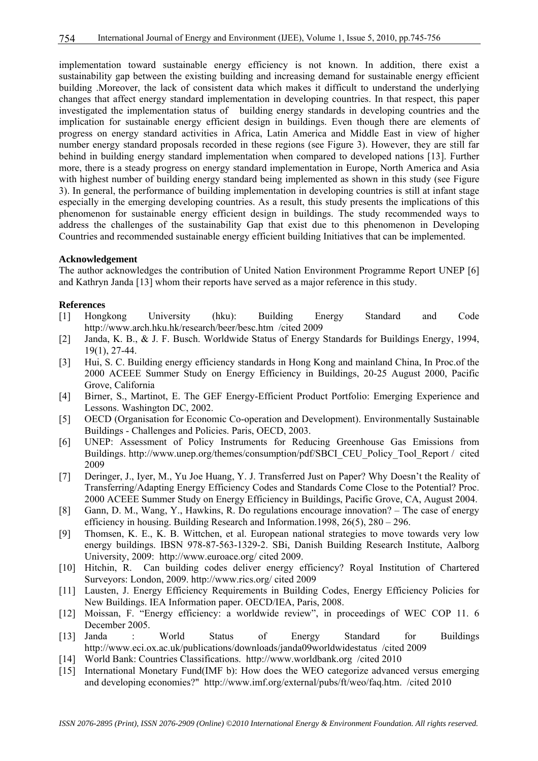implementation toward sustainable energy efficiency is not known. In addition, there exist a sustainability gap between the existing building and increasing demand for sustainable energy efficient building .Moreover, the lack of consistent data which makes it difficult to understand the underlying changes that affect energy standard implementation in developing countries. In that respect, this paper investigated the implementation status of building energy standards in developing countries and the implication for sustainable energy efficient design in buildings. Even though there are elements of progress on energy standard activities in Africa, Latin America and Middle East in view of higher number energy standard proposals recorded in these regions (see Figure 3). However, they are still far behind in building energy standard implementation when compared to developed nations [13]. Further more, there is a steady progress on energy standard implementation in Europe, North America and Asia with highest number of building energy standard being implemented as shown in this study (see Figure 3). In general, the performance of building implementation in developing countries is still at infant stage especially in the emerging developing countries. As a result, this study presents the implications of this phenomenon for sustainable energy efficient design in buildings. The study recommended ways to address the challenges of the sustainability Gap that exist due to this phenomenon in Developing Countries and recommended sustainable energy efficient building Initiatives that can be implemented.

**Acknowledgement**

The author acknowledges the contribution of United Nation Environment Programme Report UNEP [6] and Kathryn Janda [13] whom their reports have served as a major reference in this study.

**References**

[1] Hongkong University (hku): Building Energy Standard and Code http://www.arch.hku.hk/research/beer/besc.htm /cited 2009
[2] Janda, K. B., & J. F. Busch. Worldwide Status of Energy Standards for Buildings Energy, 1994, 19(1), 27-44.
[3] Hui, S. C. Building energy efficiency standards in Hong Kong and mainland China, In Proc.of the 2000 ACEEE Summer Study on Energy Efficiency in Buildings, 20-25 August 2000, Pacific Grove, California
[4] Birner, S., Martinot, E. The GEF Energy-Efficient Product Portfolio: Emerging Experience and Lessons. Washington DC, 2002.
[5] OECD (Organisation for Economic Co-operation and Development). Environmentally Sustainable Buildings - Challenges and Policies. Paris, OECD, 2003.
[6] UNEP: Assessment of Policy Instruments for Reducing Greenhouse Gas Emissions from Buildings. http://www.unep.org/themes/consumption/pdf/SBCI_CEU_Policy_Tool_Report / cited 2009
[7] Deringer, J., Iyer, M., Yu Joe Huang, Y. J. Transferred Just on Paper? Why Doesn't the Reality of Transferring/Adapting Energy Efficiency Codes and Standards Come Close to the Potential? Proc. 2000 ACEEE Summer Study on Energy Efficiency in Buildings, Pacific Grove, CA, August 2004.
[8] Gann, D. M., Wang, Y., Hawkins, R. Do regulations encourage innovation? – The case of energy efficiency in housing. Building Research and Information.1998, 26(5), 280 – 296.
[9] Thomsen, K. E., K. B. Wittchen, et al. European national strategies to move towards very low energy buildings. IBSN 978-87-563-1329-2. SBi, Danish Building Research Institute, Aalborg University, 2009: http://www.euroace.org/ cited 2009.
[10] Hitchin, R. Can building codes deliver energy efficiency? Royal Institution of Chartered Surveyors: London, 2009. http://www.rics.org/ cited 2009
[11] Lausten, J. Energy Efficiency Requirements in Building Codes, Energy Efficiency Policies for New Buildings. IEA Information paper. OECD/IEA, Paris, 2008.
[12] Moissan, F. "Energy efficiency: a worldwide review", in proceedings of WEC COP 11. 6 December 2005.
[13] Janda : World Status of Energy Standard for Buildings http://www.eci.ox.ac.uk/publications/downloads/janda09worldwidestatus /cited 2009
[14] World Bank: Countries Classifications. http://www.worldbank.org /cited 2010
[15] International Monetary Fund(IMF b): How does the WEO categorize advanced versus emerging and developing economies?" http://www.imf.org/external/pubs/ft/weo/faq.htm. /cited 2010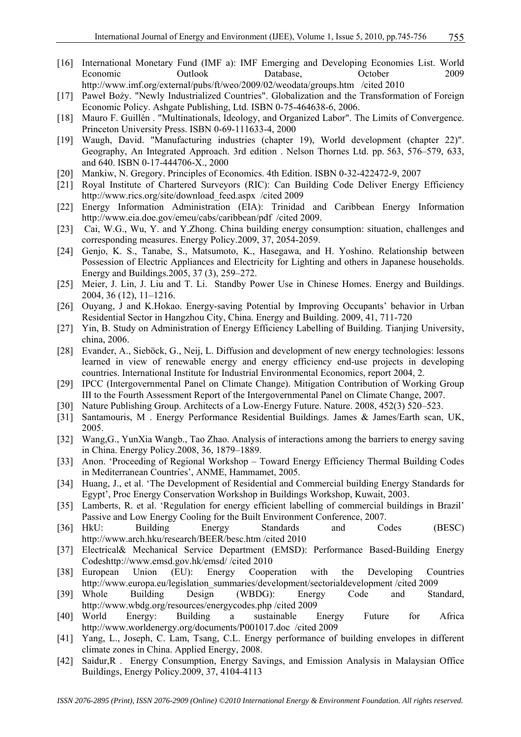[16] International Monetary Fund (IMF a): IMF Emerging and Developing Economies List. World Economic Outlook Database, October 2009 http://www.imf.org/external/pubs/ft/weo/2009/02/weodata/groups.htm /cited 2010

[17] Paweł Boży. "Newly Industrialized Countries". Globalization and the Transformation of Foreign Economic Policy. Ashgate Publishing, Ltd. ISBN 0-75-464638-6, 2006.

[18] Mauro F. Guillén . "Multinationals, Ideology, and Organized Labor". The Limits of Convergence. Princeton University Press. ISBN 0-69-111633-4, 2000

[19] Waugh, David. "Manufacturing industries (chapter 19), World development (chapter 22)". Geography, An Integrated Approach. 3rd edition . Nelson Thornes Ltd. pp. 563, 576–579, 633, and 640. ISBN 0-17-444706-X., 2000

[20] Mankiw, N. Gregory. Principles of Economics. 4th Edition. ISBN 0-32-422472-9, 2007

[21] Royal Institute of Chartered Surveyors (RIC): Can Building Code Deliver Energy Efficiency http://www.rics.org/site/download_feed.aspx /cited 2009

[22] Energy Information Administration (EIA): Trinidad and Caribbean Energy Information http://www.eia.doe.gov/emeu/cabs/caribbean/pdf /cited 2009.

[23] Cai, W.G., Wu, Y. and Y.Zhong. China building energy consumption: situation, challenges and corresponding measures. Energy Policy.2009, 37, 2054-2059.

[24] Genjo, K. S., Tanabe, S., Matsumoto, K., Hasegawa, and H. Yoshino. Relationship between Possession of Electric Appliances and Electricity for Lighting and others in Japanese households. Energy and Buildings.2005, 37 (3), 259–272.

[25] Meier, J. Lin, J. Liu and T. Li. Standby Power Use in Chinese Homes. Energy and Buildings. 2004, 36 (12), 11–1216.

[26] Ouyang, J and K.Hokao. Energy-saving Potential by Improving Occupants' behavior in Urban Residential Sector in Hangzhou City, China. Energy and Building. 2009, 41, 711-720

[27] Yin, B. Study on Administration of Energy Efficiency Labelling of Building. Tianjing University, china, 2006.

[28] Evander, A., Sieböck, G., Neij, L. Diffusion and development of new energy technologies: lessons learned in view of renewable energy and energy efficiency end-use projects in developing countries. International Institute for Industrial Environmental Economics, report 2004, 2.

[29] IPCC (Intergovernmental Panel on Climate Change). Mitigation Contribution of Working Group III to the Fourth Assessment Report of the Intergovernmental Panel on Climate Change, 2007.

[30] Nature Publishing Group. Architects of a Low-Energy Future. Nature. 2008, 452(3) 520–523.

[31] Santamouris, M . Energy Performance Residential Buildings. James & James/Earth scan, UK, 2005.

[32] Wang,G., YunXia Wangb., Tao Zhao. Analysis of interactions among the barriers to energy saving in China. Energy Policy.2008, 36, 1879–1889.

[33] Anon. 'Proceeding of Regional Workshop – Toward Energy Efficiency Thermal Building Codes in Mediterranean Countries', ANME, Hammamet, 2005.

[34] Huang, J., et al. 'The Development of Residential and Commercial building Energy Standards for Egypt', Proc Energy Conservation Workshop in Buildings Workshop, Kuwait, 2003.

[35] Lamberts, R. et al. 'Regulation for energy efficient labelling of commercial buildings in Brazil' Passive and Low Energy Cooling for the Built Environment Conference, 2007.

[36] HkU: Building Energy Standards and Codes (BESC) http://www.arch.hku/research/BEER/besc.htm /cited 2010

[37] Electrical& Mechanical Service Department (EMSD): Performance Based-Building Energy Codeshttp://www.emsd.gov.hk/emsd/ /cited 2010

[38] European Union (EU): Energy Cooperation with the Developing Countries http://www.europa.eu/legislation_summaries/development/sectorialdevelopment /cited 2009

[39] Whole Building Design (WBDG): Energy Code and Standard, http://www.wbdg.org/resources/energycodes.php /cited 2009

[40] World Energy: Building a sustainable Energy Future for Africa http://www.worldenergy.org/documents/P001017.doc /cited 2009

[41] Yang, L., Joseph, C. Lam, Tsang, C.L. Energy performance of building envelopes in different climate zones in China. Applied Energy, 2008.

[42] Saidur,R . Energy Consumption, Energy Savings, and Emission Analysis in Malaysian Office Buildings, Energy Policy.2009, 37, 4104-4113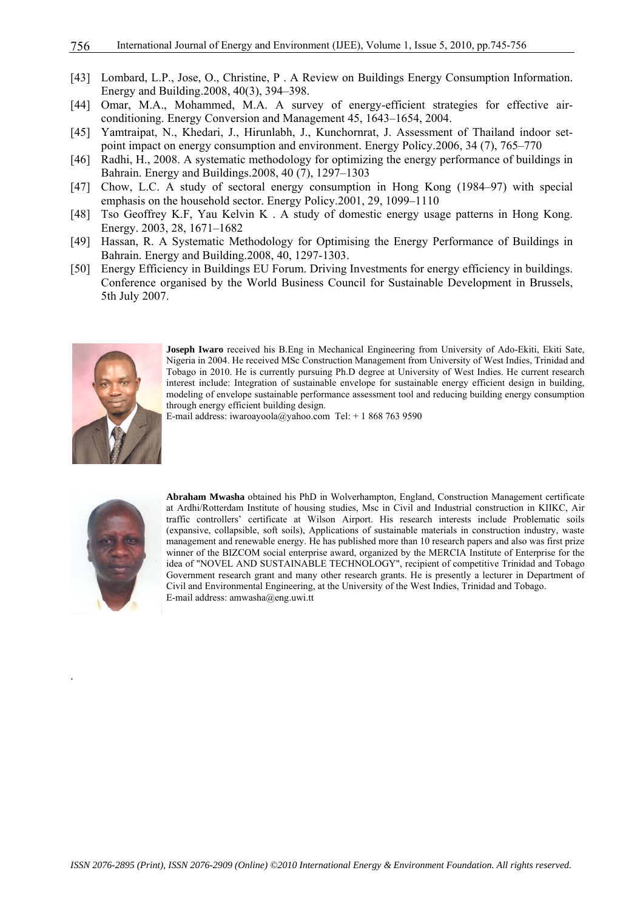[43] Lombard, L.P., Jose, O., Christine, P . A Review on Buildings Energy Consumption Information. Energy and Building.2008, 40(3), 394–398.

[44] Omar, M.A., Mohammed, M.A. A survey of energy-efficient strategies for effective air-conditioning. Energy Conversion and Management 45, 1643–1654, 2004.

[45] Yamtraipat, N., Khedari, J., Hirunlabh, J., Kunchornrat, J. Assessment of Thailand indoor set-point impact on energy consumption and environment. Energy Policy.2006, 34 (7), 765–770

[46] Radhi, H., 2008. A systematic methodology for optimizing the energy performance of buildings in Bahrain. Energy and Buildings.2008, 40 (7), 1297–1303

[47] Chow, L.C. A study of sectoral energy consumption in Hong Kong (1984–97) with special emphasis on the household sector. Energy Policy.2001, 29, 1099–1110

[48] Tso Geoffrey K.F, Yau Kelvin K . A study of domestic energy usage patterns in Hong Kong. Energy. 2003, 28, 1671–1682

[49] Hassan, R. A Systematic Methodology for Optimising the Energy Performance of Buildings in Bahrain. Energy and Building.2008, 40, 1297-1303.

[50] Energy Efficiency in Buildings EU Forum. Driving Investments for energy efficiency in buildings. Conference organised by the World Business Council for Sustainable Development in Brussels, 5th July 2007.

**Joseph Iwaro** received his B.Eng in Mechanical Engineering from University of Ado-Ekiti, Ekiti Sate, Nigeria in 2004. He received MSc Construction Management from University of West Indies, Trinidad and Tobago in 2010. He is currently pursuing Ph.D degree at University of West Indies. He current research interest include: Integration of sustainable envelope for sustainable energy efficient design in building, modeling of envelope sustainable performance assessment tool and reducing building energy consumption through energy efficient building design.
E-mail address: iwaroayoola@yahoo.com Tel: + 1 868 763 9590

**Abraham Mwasha** obtained his PhD in Wolverhampton, England, Construction Management certificate at Ardhi/Rotterdam Institute of housing studies, Msc in Civil and Industrial construction in KIIKC, Air traffic controllers' certificate at Wilson Airport. His research interests include Problematic soils (expansive, collapsible, soft soils), Applications of sustainable materials in construction industry, waste management and renewable energy. He has published more than 10 research papers and also was first prize winner of the BIZCOM social enterprise award, organized by the MERCIA Institute of Enterprise for the idea of "NOVEL AND SUSTAINABLE TECHNOLOGY", recipient of competitive Trinidad and Tobago Government research grant and many other research grants. He is presently a lecturer in Department of Civil and Environmental Engineering, at the University of the West Indies, Trinidad and Tobago.
E-mail address: amwasha@eng.uwi.tt